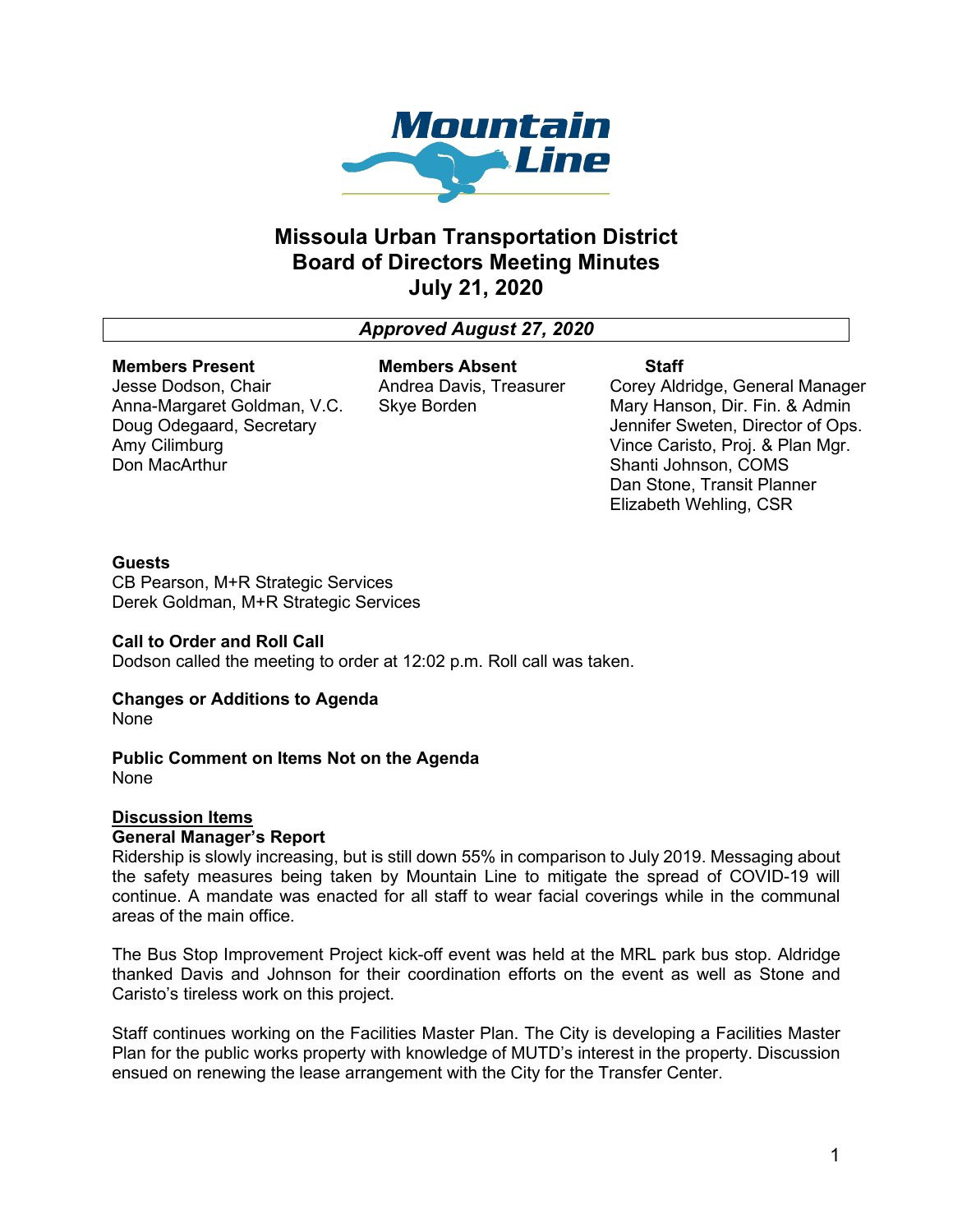# Missoula Urban Transportation District
# Board of Directors Meeting Minutes
# July 21, 2020

***Approved August 27, 2020***

| Members Present | Members Absent | Staff |
|---|---|---|
| Jesse Dodson, Chair | Andrea Davis, Treasurer | Corey Aldridge, General Manager |
| Anna-Margaret Goldman, V.C. | Skye Borden | Mary Hanson, Dir. Fin. & Admin |
| Doug Odegaard, Secretary | | Jennifer Sweten, Director of Ops. |
| Amy Cilimburg | | Vince Caristo, Proj. & Plan Mgr. |
| Don MacArthur | | Shanti Johnson, COMS |
| | | Dan Stone, Transit Planner |
| | | Elizabeth Wehling, CSR |

**Guests**
CB Pearson, M+R Strategic Services
Derek Goldman, M+R Strategic Services

**Call to Order and Roll Call**
Dodson called the meeting to order at 12:02 p.m. Roll call was taken.

**Changes or Additions to Agenda**
None

**Public Comment on Items Not on the Agenda**
None

**<u>Discussion Items</u>**

**General Manager's Report**
Ridership is slowly increasing, but is still down 55% in comparison to July 2019. Messaging about the safety measures being taken by Mountain Line to mitigate the spread of COVID-19 will continue. A mandate was enacted for all staff to wear facial coverings while in the communal areas of the main office.

The Bus Stop Improvement Project kick-off event was held at the MRL park bus stop. Aldridge thanked Davis and Johnson for their coordination efforts on the event as well as Stone and Caristo's tireless work on this project.

Staff continues working on the Facilities Master Plan. The City is developing a Facilities Master Plan for the public works property with knowledge of MUTD's interest in the property. Discussion ensued on renewing the lease arrangement with the City for the Transfer Center.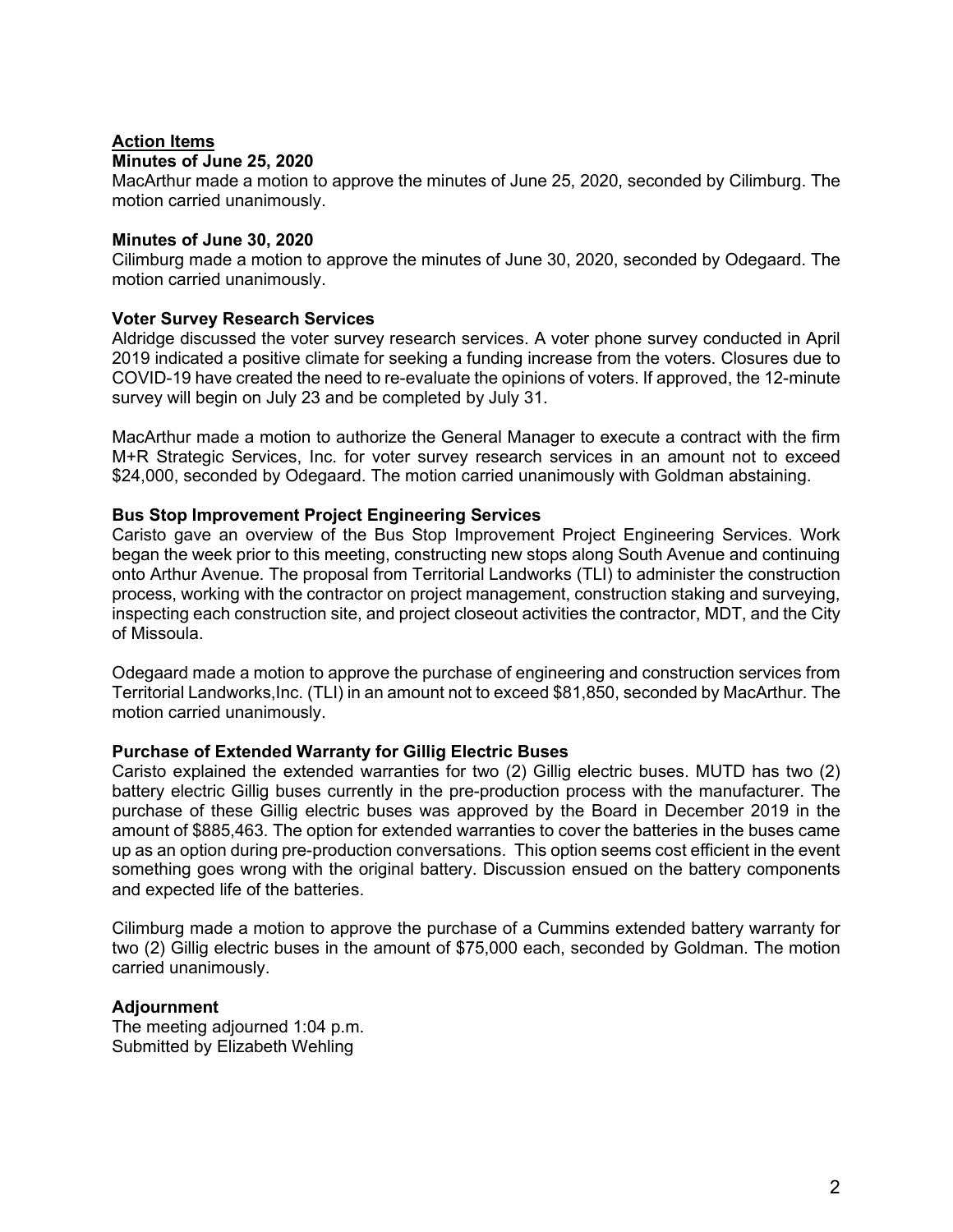## Action Items

### Minutes of June 25, 2020

MacArthur made a motion to approve the minutes of June 25, 2020, seconded by Cilimburg. The motion carried unanimously.

### Minutes of June 30, 2020

Cilimburg made a motion to approve the minutes of June 30, 2020, seconded by Odegaard. The motion carried unanimously.

### Voter Survey Research Services

Aldridge discussed the voter survey research services. A voter phone survey conducted in April 2019 indicated a positive climate for seeking a funding increase from the voters. Closures due to COVID-19 have created the need to re-evaluate the opinions of voters. If approved, the 12-minute survey will begin on July 23 and be completed by July 31.

MacArthur made a motion to authorize the General Manager to execute a contract with the firm M+R Strategic Services, Inc. for voter survey research services in an amount not to exceed $24,000, seconded by Odegaard. The motion carried unanimously with Goldman abstaining.

### Bus Stop Improvement Project Engineering Services

Caristo gave an overview of the Bus Stop Improvement Project Engineering Services. Work began the week prior to this meeting, constructing new stops along South Avenue and continuing onto Arthur Avenue. The proposal from Territorial Landworks (TLI) to administer the construction process, working with the contractor on project management, construction staking and surveying, inspecting each construction site, and project closeout activities the contractor, MDT, and the City of Missoula.

Odegaard made a motion to approve the purchase of engineering and construction services from Territorial Landworks,Inc. (TLI) in an amount not to exceed $81,850, seconded by MacArthur. The motion carried unanimously.

### Purchase of Extended Warranty for Gillig Electric Buses

Caristo explained the extended warranties for two (2) Gillig electric buses. MUTD has two (2) battery electric Gillig buses currently in the pre-production process with the manufacturer. The purchase of these Gillig electric buses was approved by the Board in December 2019 in the amount of $885,463. The option for extended warranties to cover the batteries in the buses came up as an option during pre-production conversations. This option seems cost efficient in the event something goes wrong with the original battery. Discussion ensued on the battery components and expected life of the batteries.

Cilimburg made a motion to approve the purchase of a Cummins extended battery warranty for two (2) Gillig electric buses in the amount of $75,000 each, seconded by Goldman. The motion carried unanimously.

### Adjournment

The meeting adjourned 1:04 p.m.
Submitted by Elizabeth Wehling